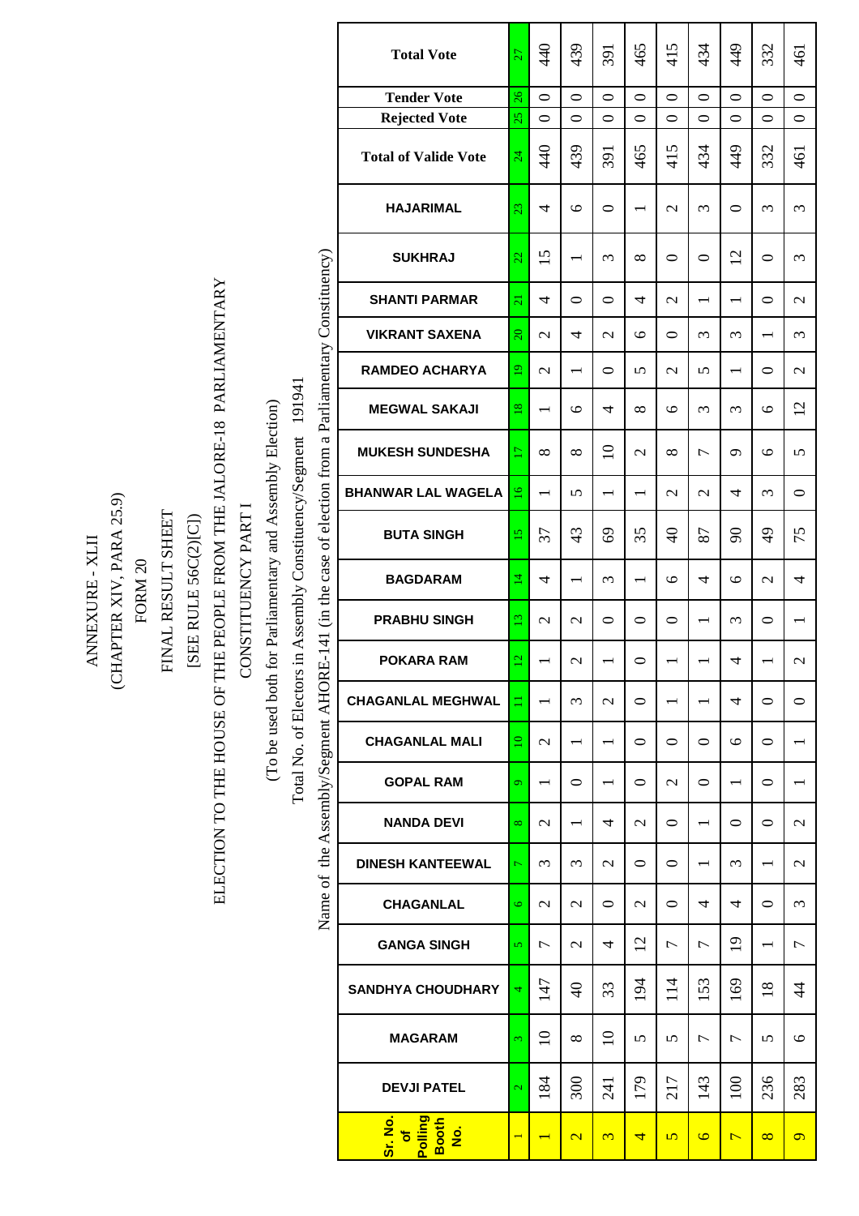ANNEXURE - XLII

(CHAPTER XIV, PARA 25.9)

FORM 20

FINAL RESULT SHEET

[SEE RULE 56C(2)[C])

ELECTION TO THE HOUSE OF THE PEOPLE FROM THE JALORE-18 PARLIAMENTARY CONSTITUENCY PART I

(To be used both for Parliamentary and Assembly Election)

Total No. of Electors in Assembly Constituency/Segment 191941

Name of the Assembly/Segment AHORE-141 (in the case of election from a Parliamentary Constituency)

| Sr. No. of Polling Booth No. | DEVJI PATEL | MAGARAM | SANDHYA CHOUDHARY | GANGA SINGH | CHAGANLAL | DINESH KANTEEWAL | NANDA DEVI | GOPAL RAM | CHAGANLAL MALI | CHAGANLAL MEGHWAL | POKARA RAM | PRABHU SINGH | BAGDARAM | BUTA SINGH | BHANWAR LAL WAGELA | MUKESH SUNDESHA | MEGWAL SAKAJI | RAMDEO ACHARYA | VIKRANT SAXENA | SHANTI PARMAR | SUKHRAJ | HAJARIMAL | Total of Valide Vote | Rejected Vote | Tender Vote | Total Vote |
|---|---|---|---|---|---|---|---|---|---|---|---|---|---|---|---|---|---|---|---|---|---|---|---|---|---|---|
| 1 | 2 | 3 | 4 | 5 | 6 | 7 | 8 | 9 | 10 | 11 | 12 | 13 | 14 | 15 | 16 | 17 | 18 | 19 | 20 | 21 | 22 | 23 | 24 | 25 | 26 | 27 |
| 1 | 184 | 10 | 147 | 7 | 2 | 3 | 2 | 1 | 2 | 1 | 1 | 2 | 4 | 37 | 1 | 8 | 1 | 2 | 2 | 4 | 15 | 4 | 440 | 0 | 0 | 440 |
| 2 | 300 | 8 | 40 | 2 | 2 | 3 | 1 | 0 | 1 | 3 | 2 | 2 | 1 | 43 | 5 | 8 | 6 | 1 | 4 | 0 | 1 | 6 | 439 | 0 | 0 | 439 |
| 3 | 241 | 10 | 33 | 4 | 0 | 2 | 4 | 1 | 1 | 2 | 1 | 0 | 3 | 69 | 1 | 10 | 4 | 0 | 2 | 0 | 3 | 0 | 391 | 0 | 0 | 391 |
| 4 | 179 | 5 | 194 | 12 | 2 | 0 | 2 | 0 | 0 | 0 | 0 | 0 | 1 | 35 | 1 | 2 | 8 | 5 | 6 | 4 | 8 | 1 | 465 | 0 | 0 | 465 |
| 5 | 217 | 5 | 114 | 7 | 0 | 0 | 0 | 2 | 0 | 1 | 1 | 0 | 6 | 40 | 2 | 8 | 6 | 2 | 0 | 2 | 0 | 2 | 415 | 0 | 0 | 415 |
| 6 | 143 | 7 | 153 | 7 | 4 | 1 | 1 | 0 | 0 | 1 | 1 | 1 | 4 | 87 | 2 | 7 | 3 | 5 | 3 | 1 | 0 | 3 | 434 | 0 | 0 | 434 |
| 7 | 100 | 7 | 169 | 19 | 4 | 3 | 0 | 1 | 6 | 4 | 4 | 3 | 6 | 90 | 4 | 9 | 3 | 1 | 3 | 1 | 12 | 0 | 449 | 0 | 0 | 449 |
| 8 | 236 | 5 | 18 | 1 | 0 | 1 | 0 | 0 | 0 | 0 | 1 | 0 | 2 | 49 | 3 | 6 | 6 | 0 | 1 | 0 | 0 | 3 | 332 | 0 | 0 | 332 |
| 9 | 283 | 6 | 44 | 7 | 3 | 2 | 2 | 1 | 1 | 0 | 2 | 1 | 4 | 75 | 0 | 5 | 12 | 2 | 3 | 2 | 3 | 3 | 461 | 0 | 0 | 461 |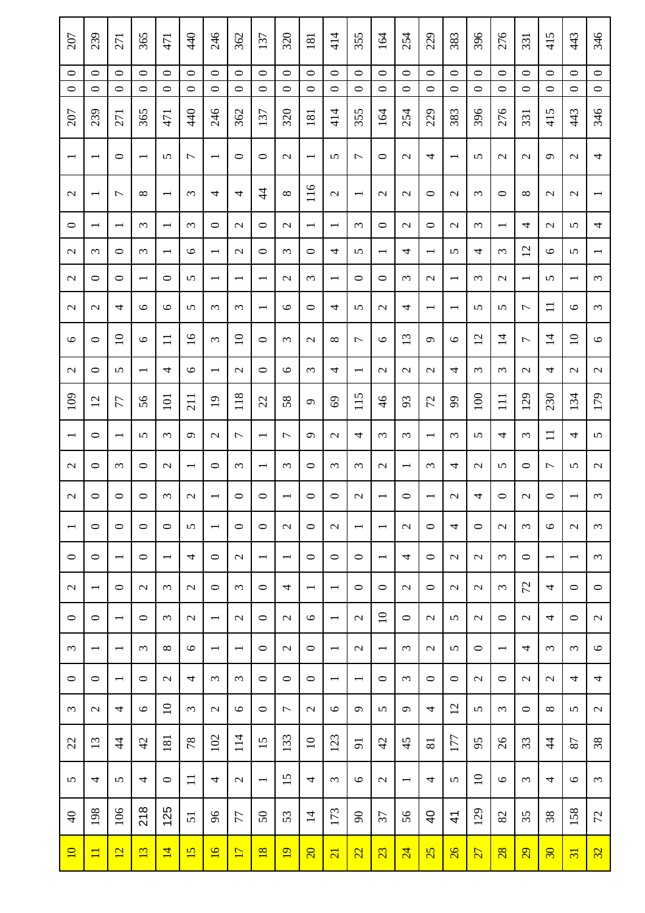| | | | | | | | | | | | | | | | | | | | | | | | | | | |
|---|---|---|---|---|---|---|---|---|---|---|---|---|---|---|---|---|---|---|---|---|---|---|---|---|---|---|
| 10 | 40 | 5 | 22 | 3 | 0 | 3 | 0 | 2 | 0 | 1 | 2 | 2 | 1 | 109 | 2 | 6 | 2 | 2 | 2 | 0 | 2 | 1 | 207 | 0 | 0 | 207 |
| 11 | 198 | 4 | 13 | 2 | 0 | 1 | 0 | 1 | 0 | 0 | 0 | 0 | 0 | 12 | 0 | 0 | 2 | 0 | 3 | 1 | 1 | 1 | 239 | 0 | 0 | 239 |
| 12 | 106 | 5 | 44 | 4 | 1 | 1 | 1 | 0 | 1 | 0 | 0 | 3 | 1 | 77 | 5 | 10 | 4 | 0 | 0 | 1 | 7 | 0 | 271 | 0 | 0 | 271 |
| 13 | 218 | 4 | 42 | 6 | 0 | 3 | 0 | 2 | 0 | 0 | 0 | 0 | 5 | 56 | 1 | 6 | 6 | 1 | 3 | 3 | 8 | 1 | 365 | 0 | 0 | 365 |
| 14 | 125 | 0 | 181 | 10 | 2 | 8 | 3 | 3 | 1 | 0 | 3 | 2 | 3 | 101 | 4 | 11 | 6 | 0 | 1 | 1 | 1 | 5 | 471 | 0 | 0 | 471 |
| 15 | 51 | 11 | 78 | 3 | 4 | 6 | 2 | 2 | 4 | 5 | 2 | 1 | 9 | 211 | 6 | 16 | 5 | 5 | 6 | 3 | 3 | 7 | 440 | 0 | 0 | 440 |
| 16 | 96 | 4 | 102 | 2 | 3 | 1 | 1 | 0 | 0 | 1 | 1 | 0 | 2 | 19 | 1 | 3 | 3 | 1 | 1 | 0 | 4 | 1 | 246 | 0 | 0 | 246 |
| 17 | 77 | 2 | 114 | 6 | 3 | 1 | 2 | 3 | 2 | 0 | 0 | 3 | 7 | 118 | 2 | 10 | 3 | 1 | 2 | 2 | 4 | 0 | 362 | 0 | 0 | 362 |
| 18 | 50 | 1 | 15 | 0 | 0 | 0 | 0 | 0 | 1 | 0 | 0 | 1 | 1 | 22 | 0 | 0 | 1 | 1 | 0 | 0 | 44 | 0 | 137 | 0 | 0 | 137 |
| 19 | 53 | 15 | 133 | 7 | 0 | 2 | 2 | 4 | 1 | 2 | 1 | 3 | 7 | 58 | 6 | 3 | 6 | 2 | 3 | 2 | 8 | 2 | 320 | 0 | 0 | 320 |
| 20 | 14 | 4 | 10 | 2 | 0 | 0 | 6 | 1 | 0 | 0 | 0 | 0 | 9 | 9 | 3 | 2 | 0 | 3 | 0 | 1 | 116 | 1 | 181 | 0 | 0 | 181 |
| 21 | 173 | 3 | 123 | 6 | 1 | 1 | 1 | 1 | 0 | 2 | 0 | 3 | 2 | 69 | 4 | 8 | 4 | 1 | 4 | 1 | 2 | 5 | 414 | 0 | 0 | 414 |
| 22 | 90 | 6 | 91 | 9 | 1 | 2 | 2 | 0 | 0 | 1 | 2 | 3 | 4 | 115 | 1 | 7 | 5 | 0 | 5 | 3 | 1 | 7 | 355 | 0 | 0 | 355 |
| 23 | 37 | 2 | 42 | 5 | 0 | 1 | 10 | 0 | 1 | 1 | 1 | 2 | 3 | 46 | 2 | 6 | 2 | 0 | 1 | 0 | 2 | 0 | 164 | 0 | 0 | 164 |
| 24 | 56 | 1 | 45 | 9 | 3 | 3 | 0 | 2 | 4 | 2 | 0 | 1 | 3 | 93 | 2 | 13 | 4 | 3 | 4 | 2 | 2 | 2 | 254 | 0 | 0 | 254 |
| 25 | 40 | 4 | 81 | 4 | 0 | 2 | 2 | 0 | 0 | 0 | 1 | 3 | 1 | 72 | 2 | 9 | 1 | 2 | 1 | 0 | 0 | 4 | 229 | 0 | 0 | 229 |
| 26 | 41 | 5 | 177 | 12 | 0 | 5 | 5 | 2 | 2 | 4 | 2 | 4 | 3 | 99 | 4 | 6 | 1 | 1 | 5 | 2 | 2 | 1 | 383 | 0 | 0 | 383 |
| 27 | 129 | 10 | 95 | 5 | 2 | 0 | 2 | 2 | 2 | 0 | 4 | 2 | 5 | 100 | 3 | 12 | 5 | 3 | 4 | 3 | 3 | 5 | 396 | 0 | 0 | 396 |
| 28 | 82 | 6 | 26 | 3 | 0 | 1 | 0 | 3 | 3 | 2 | 0 | 5 | 4 | 111 | 3 | 14 | 5 | 2 | 3 | 1 | 0 | 2 | 276 | 0 | 0 | 276 |
| 29 | 35 | 3 | 33 | 0 | 2 | 4 | 2 | 72 | 0 | 3 | 2 | 0 | 3 | 129 | 2 | 7 | 7 | 1 | 12 | 4 | 8 | 2 | 331 | 0 | 0 | 331 |
| 30 | 38 | 4 | 44 | 8 | 2 | 3 | 4 | 4 | 1 | 6 | 0 | 7 | 11 | 230 | 4 | 14 | 11 | 5 | 6 | 2 | 2 | 9 | 415 | 0 | 0 | 415 |
| 31 | 158 | 6 | 87 | 5 | 4 | 3 | 0 | 0 | 1 | 2 | 1 | 5 | 4 | 134 | 2 | 10 | 6 | 1 | 5 | 5 | 2 | 2 | 443 | 0 | 0 | 443 |
| 32 | 72 | 3 | 38 | 2 | 4 | 6 | 2 | 0 | 3 | 3 | 3 | 2 | 5 | 179 | 2 | 6 | 3 | 3 | 1 | 4 | 1 | 4 | 346 | 0 | 0 | 346 |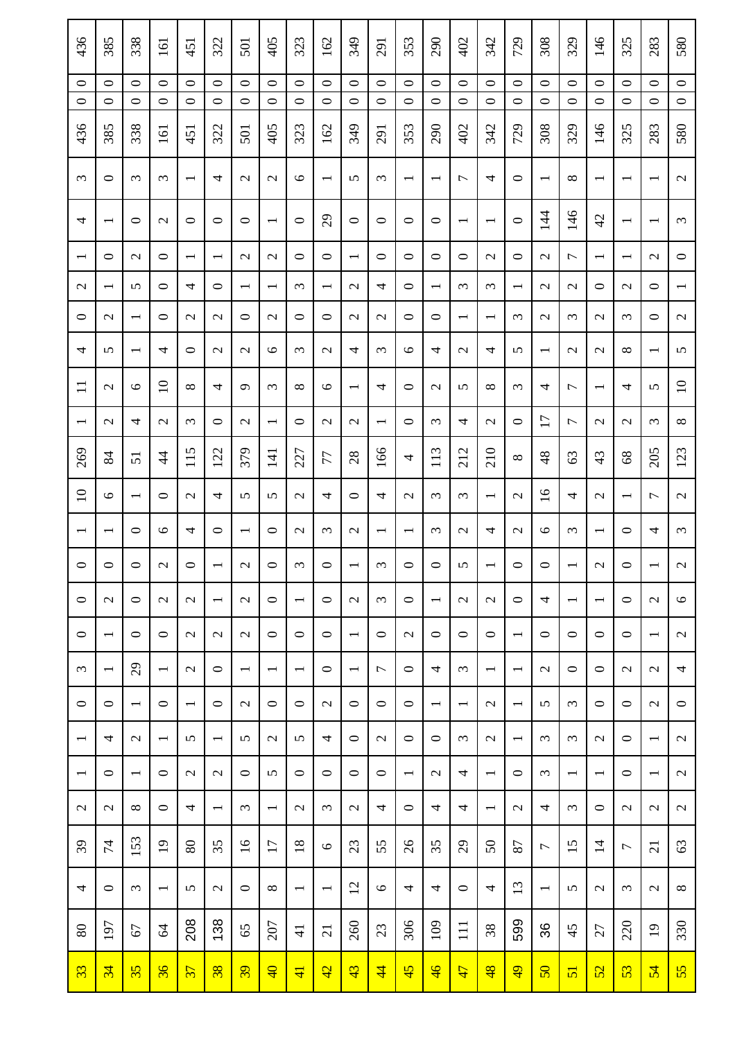| | | | | | | | | | | | | | | | | | | | | | | | | | | |
|---|---|---|---|---|---|---|---|---|---|---|---|---|---|---|---|---|---|---|---|---|---|---|---|---|---|---|
| 33 | 80 | 4 | 39 | 2 | 1 | 1 | 0 | 3 | 0 | 0 | 0 | 1 | 10 | 269 | 1 | 11 | 4 | 0 | 2 | 1 | 4 | 3 | 436 | 0 | 0 | 436 |
| 34 | 197 | 0 | 74 | 2 | 0 | 4 | 0 | 1 | 1 | 2 | 0 | 1 | 6 | 84 | 2 | 2 | 5 | 2 | 1 | 0 | 1 | 0 | 385 | 0 | 0 | 385 |
| 35 | 67 | 3 | 153 | 8 | 1 | 2 | 1 | 29 | 0 | 0 | 0 | 0 | 1 | 51 | 4 | 6 | 1 | 1 | 5 | 2 | 0 | 3 | 338 | 0 | 0 | 338 |
| 36 | 64 | 1 | 19 | 0 | 0 | 1 | 0 | 1 | 0 | 2 | 2 | 6 | 0 | 44 | 2 | 10 | 4 | 0 | 0 | 0 | 2 | 3 | 161 | 0 | 0 | 161 |
| 37 | 208 | 5 | 80 | 4 | 2 | 5 | 1 | 2 | 2 | 2 | 0 | 4 | 2 | 115 | 3 | 8 | 0 | 2 | 4 | 1 | 0 | 1 | 451 | 0 | 0 | 451 |
| 38 | 138 | 2 | 35 | 1 | 2 | 1 | 0 | 0 | 2 | 1 | 1 | 0 | 4 | 122 | 0 | 4 | 2 | 2 | 0 | 1 | 0 | 4 | 322 | 0 | 0 | 322 |
| 39 | 65 | 0 | 16 | 3 | 0 | 5 | 2 | 1 | 2 | 2 | 2 | 1 | 5 | 379 | 2 | 9 | 2 | 0 | 1 | 2 | 0 | 2 | 501 | 0 | 0 | 501 |
| 40 | 207 | 8 | 17 | 1 | 5 | 2 | 0 | 1 | 0 | 0 | 0 | 0 | 5 | 141 | 1 | 3 | 6 | 2 | 1 | 2 | 1 | 2 | 405 | 0 | 0 | 405 |
| 41 | 41 | 1 | 18 | 2 | 0 | 5 | 0 | 1 | 0 | 1 | 3 | 2 | 2 | 227 | 0 | 8 | 3 | 0 | 3 | 0 | 0 | 6 | 323 | 0 | 0 | 323 |
| 42 | 21 | 1 | 6 | 3 | 0 | 4 | 2 | 0 | 0 | 0 | 0 | 3 | 4 | 77 | 2 | 6 | 2 | 0 | 1 | 0 | 29 | 1 | 162 | 0 | 0 | 162 |
| 43 | 260 | 12 | 23 | 2 | 0 | 0 | 0 | 1 | 1 | 2 | 1 | 2 | 0 | 28 | 2 | 1 | 4 | 2 | 2 | 1 | 0 | 5 | 349 | 0 | 0 | 349 |
| 44 | 23 | 6 | 55 | 4 | 0 | 2 | 0 | 7 | 0 | 3 | 3 | 1 | 4 | 166 | 1 | 4 | 3 | 2 | 4 | 0 | 0 | 3 | 291 | 0 | 0 | 291 |
| 45 | 306 | 4 | 26 | 0 | 1 | 0 | 0 | 0 | 2 | 0 | 0 | 1 | 2 | 4 | 0 | 0 | 6 | 0 | 0 | 0 | 0 | 1 | 353 | 0 | 0 | 353 |
| 46 | 109 | 4 | 35 | 4 | 2 | 0 | 1 | 4 | 0 | 1 | 0 | 3 | 3 | 113 | 3 | 2 | 4 | 0 | 1 | 0 | 0 | 1 | 290 | 0 | 0 | 290 |
| 47 | 111 | 0 | 29 | 4 | 4 | 3 | 1 | 3 | 0 | 2 | 5 | 2 | 3 | 212 | 4 | 5 | 2 | 1 | 3 | 0 | 1 | 7 | 402 | 0 | 0 | 402 |
| 48 | 38 | 4 | 50 | 1 | 1 | 2 | 2 | 1 | 0 | 2 | 1 | 4 | 1 | 210 | 2 | 8 | 4 | 1 | 3 | 2 | 1 | 4 | 342 | 0 | 0 | 342 |
| 49 | 599 | 13 | 87 | 2 | 0 | 1 | 1 | 1 | 1 | 0 | 0 | 2 | 2 | 8 | 0 | 3 | 5 | 3 | 1 | 0 | 0 | 0 | 729 | 0 | 0 | 729 |
| 50 | 36 | 1 | 7 | 4 | 3 | 3 | 5 | 2 | 0 | 4 | 0 | 6 | 16 | 48 | 17 | 4 | 1 | 2 | 2 | 2 | 144 | 1 | 308 | 0 | 0 | 308 |
| 51 | 45 | 5 | 15 | 3 | 1 | 3 | 3 | 0 | 0 | 1 | 1 | 3 | 4 | 63 | 7 | 7 | 2 | 3 | 2 | 7 | 146 | 8 | 329 | 0 | 0 | 329 |
| 52 | 27 | 2 | 14 | 0 | 1 | 2 | 0 | 0 | 0 | 1 | 2 | 1 | 2 | 43 | 2 | 1 | 2 | 2 | 0 | 1 | 42 | 1 | 146 | 0 | 0 | 146 |
| 53 | 220 | 3 | 7 | 2 | 0 | 0 | 0 | 2 | 0 | 0 | 0 | 0 | 1 | 68 | 2 | 4 | 8 | 3 | 2 | 1 | 1 | 1 | 325 | 0 | 0 | 325 |
| 54 | 19 | 2 | 21 | 2 | 1 | 1 | 2 | 2 | 1 | 2 | 1 | 4 | 7 | 205 | 3 | 5 | 1 | 0 | 0 | 2 | 1 | 1 | 283 | 0 | 0 | 283 |
| 55 | 330 | 8 | 63 | 2 | 2 | 2 | 0 | 4 | 2 | 6 | 2 | 3 | 2 | 123 | 8 | 10 | 5 | 2 | 1 | 0 | 3 | 2 | 580 | 0 | 0 | 580 |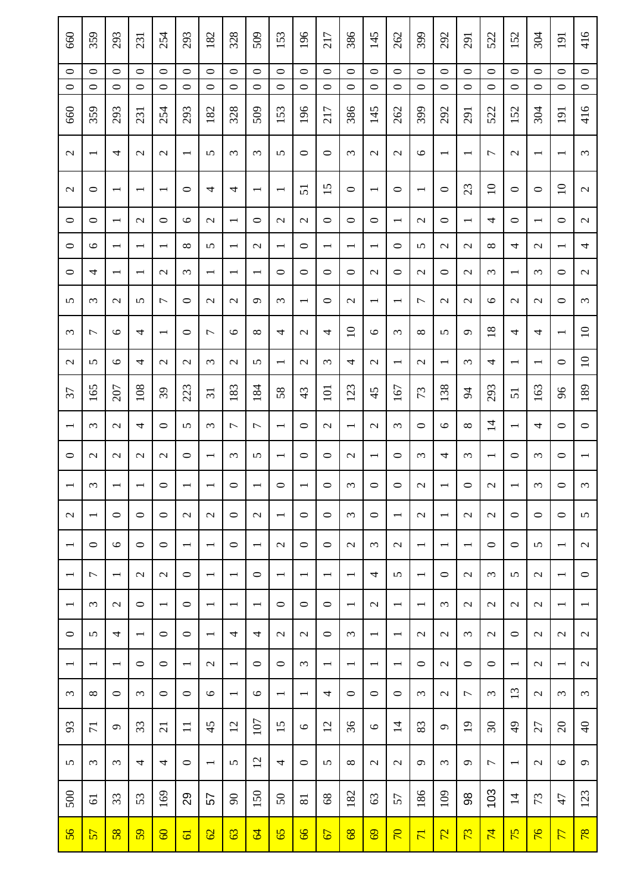| | | | | | | | | | | | | | | | | | | | | | | | | | |
|---|---|---|---|---|---|---|---|---|---|---|---|---|---|---|---|---|---|---|---|---|---|---|---|---|---|
| 56 | 500 | 5 | 93 | 3 | 1 | 0 | 1 | 1 | 1 | 2 | 1 | 0 | 1 | 37 | 2 | 3 | 5 | 0 | 0 | 0 | 2 | 2 | 660 | 0 | 0 | 660 |
| 57 | 61 | 3 | 71 | 8 | 1 | 5 | 3 | 7 | 0 | 1 | 3 | 2 | 3 | 165 | 5 | 7 | 3 | 4 | 6 | 0 | 0 | 1 | 359 | 0 | 0 | 359 |
| 58 | 33 | 3 | 9 | 0 | 1 | 4 | 2 | 1 | 6 | 0 | 1 | 2 | 2 | 207 | 6 | 6 | 2 | 1 | 1 | 1 | 1 | 4 | 293 | 0 | 0 | 293 |
| 59 | 53 | 4 | 33 | 3 | 0 | 1 | 0 | 2 | 0 | 0 | 1 | 2 | 4 | 108 | 4 | 4 | 5 | 1 | 1 | 2 | 1 | 2 | 231 | 0 | 0 | 231 |
| 60 | 169 | 4 | 21 | 0 | 0 | 0 | 1 | 2 | 0 | 0 | 0 | 2 | 0 | 39 | 2 | 1 | 7 | 2 | 1 | 0 | 1 | 2 | 254 | 0 | 0 | 254 |
| 61 | 29 | 0 | 11 | 0 | 1 | 0 | 0 | 0 | 1 | 2 | 1 | 0 | 5 | 223 | 2 | 0 | 0 | 3 | 8 | 6 | 0 | 1 | 293 | 0 | 0 | 293 |
| 62 | 57 | 1 | 45 | 6 | 2 | 1 | 1 | 1 | 1 | 2 | 1 | 1 | 3 | 31 | 3 | 7 | 2 | 1 | 5 | 2 | 4 | 5 | 182 | 0 | 0 | 182 |
| 63 | 90 | 5 | 12 | 1 | 1 | 4 | 1 | 1 | 0 | 0 | 0 | 3 | 7 | 183 | 2 | 6 | 2 | 1 | 1 | 1 | 4 | 3 | 328 | 0 | 0 | 328 |
| 64 | 150 | 12 | 107 | 6 | 0 | 4 | 1 | 0 | 1 | 2 | 1 | 5 | 7 | 184 | 5 | 8 | 9 | 1 | 2 | 0 | 1 | 3 | 509 | 0 | 0 | 509 |
| 65 | 50 | 4 | 15 | 1 | 0 | 2 | 0 | 1 | 2 | 1 | 0 | 1 | 1 | 58 | 1 | 4 | 3 | 0 | 1 | 2 | 1 | 5 | 153 | 0 | 0 | 153 |
| 66 | 81 | 0 | 6 | 1 | 3 | 2 | 0 | 1 | 0 | 0 | 1 | 0 | 0 | 43 | 2 | 2 | 1 | 0 | 0 | 2 | 51 | 0 | 196 | 0 | 0 | 196 |
| 67 | 68 | 5 | 12 | 4 | 1 | 0 | 0 | 1 | 0 | 0 | 0 | 0 | 2 | 101 | 3 | 4 | 0 | 0 | 1 | 0 | 15 | 0 | 217 | 0 | 0 | 217 |
| 68 | 182 | 8 | 36 | 0 | 1 | 3 | 1 | 1 | 2 | 3 | 3 | 2 | 1 | 123 | 4 | 10 | 2 | 0 | 1 | 0 | 0 | 3 | 386 | 0 | 0 | 386 |
| 69 | 63 | 2 | 6 | 0 | 1 | 1 | 2 | 4 | 3 | 0 | 0 | 1 | 2 | 45 | 2 | 6 | 1 | 2 | 1 | 0 | 1 | 2 | 145 | 0 | 0 | 145 |
| 70 | 57 | 2 | 14 | 0 | 1 | 1 | 1 | 5 | 2 | 1 | 0 | 0 | 3 | 167 | 1 | 3 | 1 | 0 | 0 | 1 | 0 | 2 | 262 | 0 | 0 | 262 |
| 71 | 186 | 9 | 83 | 3 | 0 | 2 | 1 | 1 | 1 | 2 | 2 | 3 | 0 | 73 | 2 | 8 | 7 | 2 | 5 | 2 | 1 | 6 | 399 | 0 | 0 | 399 |
| 72 | 109 | 3 | 9 | 2 | 2 | 2 | 3 | 0 | 1 | 1 | 1 | 4 | 6 | 138 | 1 | 5 | 2 | 0 | 2 | 0 | 0 | 1 | 292 | 0 | 0 | 292 |
| 73 | 98 | 9 | 19 | 7 | 0 | 3 | 2 | 2 | 1 | 2 | 0 | 3 | 8 | 94 | 3 | 9 | 2 | 2 | 2 | 1 | 23 | 1 | 291 | 0 | 0 | 291 |
| 74 | 103 | 7 | 30 | 3 | 0 | 2 | 2 | 3 | 0 | 2 | 2 | 1 | 14 | 293 | 4 | 18 | 6 | 3 | 8 | 4 | 10 | 7 | 522 | 0 | 0 | 522 |
| 75 | 14 | 1 | 49 | 13 | 1 | 0 | 2 | 5 | 0 | 0 | 1 | 0 | 1 | 51 | 1 | 4 | 2 | 1 | 4 | 0 | 0 | 2 | 152 | 0 | 0 | 152 |
| 76 | 73 | 2 | 27 | 2 | 2 | 2 | 2 | 2 | 5 | 0 | 3 | 3 | 4 | 163 | 1 | 4 | 2 | 3 | 2 | 1 | 0 | 1 | 304 | 0 | 0 | 304 |
| 77 | 47 | 6 | 20 | 3 | 1 | 2 | 1 | 1 | 1 | 0 | 0 | 0 | 0 | 96 | 0 | 1 | 0 | 0 | 1 | 0 | 10 | 1 | 191 | 0 | 0 | 191 |
| 78 | 123 | 9 | 40 | 3 | 2 | 2 | 1 | 0 | 2 | 5 | 3 | 1 | 0 | 189 | 10 | 10 | 3 | 2 | 4 | 2 | 2 | 3 | 416 | 0 | 0 | 416 |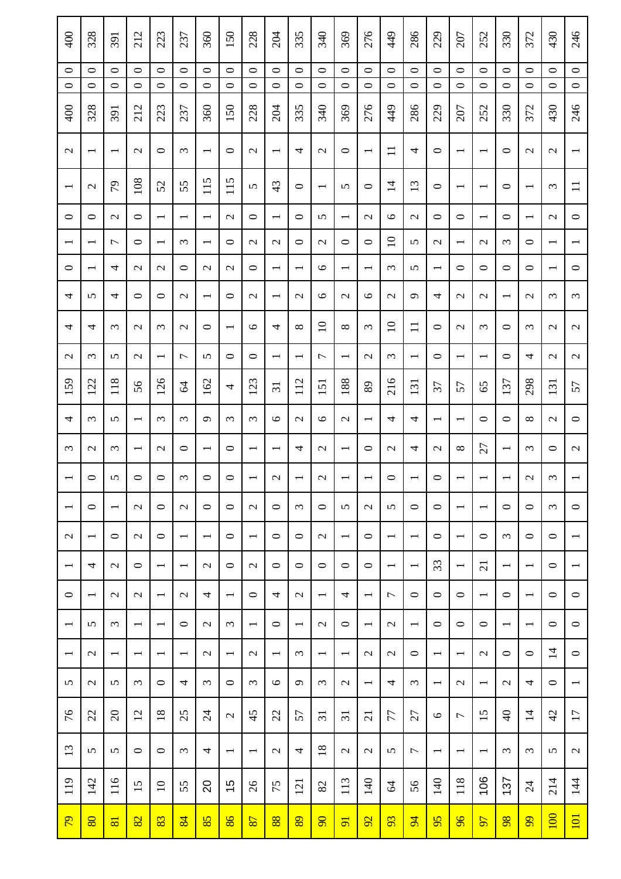| | | | | | | | | | | | | | | | | | | | | | | | | | | |
|---|---|---|---|---|---|---|---|---|---|---|---|---|---|---|---|---|---|---|---|---|---|---|---|---|---|---|
| 79 | 119 | 13 | 76 | 5 | 1 | 1 | 0 | 1 | 2 | 1 | 1 | 3 | 4 | 159 | 2 | 4 | 4 | 0 | 1 | 0 | 1 | 2 | 400 | 0 | 0 | 400 |
| 80 | 142 | 5 | 22 | 2 | 2 | 5 | 1 | 4 | 1 | 0 | 0 | 2 | 3 | 122 | 3 | 4 | 5 | 1 | 1 | 0 | 2 | 1 | 328 | 0 | 0 | 328 |
| 81 | 116 | 5 | 20 | 5 | 1 | 3 | 2 | 2 | 0 | 1 | 5 | 3 | 5 | 118 | 5 | 3 | 4 | 4 | 7 | 2 | 79 | 1 | 391 | 0 | 0 | 391 |
| 82 | 15 | 0 | 12 | 3 | 1 | 1 | 2 | 0 | 2 | 2 | 0 | 1 | 1 | 56 | 2 | 2 | 0 | 2 | 0 | 0 | 108 | 2 | 212 | 0 | 0 | 212 |
| 83 | 10 | 0 | 18 | 0 | 1 | 1 | 1 | 1 | 0 | 0 | 0 | 2 | 3 | 126 | 1 | 3 | 0 | 2 | 1 | 1 | 52 | 0 | 223 | 0 | 0 | 223 |
| 84 | 55 | 3 | 25 | 4 | 1 | 0 | 2 | 1 | 1 | 2 | 3 | 0 | 3 | 64 | 7 | 2 | 2 | 0 | 3 | 1 | 55 | 3 | 237 | 0 | 0 | 237 |
| 85 | 20 | 4 | 24 | 3 | 2 | 2 | 4 | 2 | 1 | 0 | 0 | 1 | 9 | 162 | 5 | 0 | 1 | 2 | 1 | 1 | 115 | 1 | 360 | 0 | 0 | 360 |
| 86 | 15 | 1 | 2 | 0 | 1 | 3 | 1 | 0 | 0 | 0 | 0 | 0 | 3 | 4 | 0 | 1 | 0 | 2 | 0 | 2 | 115 | 0 | 150 | 0 | 0 | 150 |
| 87 | 26 | 1 | 45 | 3 | 2 | 1 | 0 | 2 | 1 | 2 | 1 | 1 | 3 | 123 | 0 | 6 | 2 | 0 | 2 | 0 | 5 | 2 | 228 | 0 | 0 | 228 |
| 88 | 75 | 2 | 22 | 6 | 1 | 0 | 4 | 0 | 0 | 0 | 2 | 1 | 6 | 31 | 1 | 4 | 1 | 1 | 2 | 1 | 43 | 1 | 204 | 0 | 0 | 204 |
| 89 | 121 | 4 | 57 | 9 | 3 | 1 | 2 | 0 | 0 | 3 | 1 | 4 | 2 | 112 | 1 | 8 | 2 | 1 | 0 | 0 | 0 | 4 | 335 | 0 | 0 | 335 |
| 90 | 82 | 18 | 31 | 3 | 1 | 2 | 1 | 0 | 2 | 0 | 2 | 2 | 6 | 151 | 7 | 10 | 6 | 6 | 2 | 5 | 1 | 2 | 340 | 0 | 0 | 340 |
| 91 | 113 | 2 | 31 | 2 | 1 | 0 | 4 | 0 | 1 | 5 | 1 | 1 | 2 | 188 | 1 | 8 | 2 | 1 | 0 | 1 | 5 | 0 | 369 | 0 | 0 | 369 |
| 92 | 140 | 2 | 21 | 1 | 2 | 1 | 1 | 0 | 0 | 2 | 1 | 0 | 1 | 89 | 2 | 3 | 6 | 1 | 0 | 2 | 0 | 1 | 276 | 0 | 0 | 276 |
| 93 | 64 | 5 | 77 | 4 | 2 | 2 | 7 | 1 | 1 | 5 | 0 | 2 | 4 | 216 | 3 | 10 | 2 | 3 | 10 | 6 | 14 | 11 | 449 | 0 | 0 | 449 |
| 94 | 56 | 7 | 27 | 3 | 0 | 1 | 0 | 1 | 1 | 0 | 1 | 4 | 4 | 131 | 1 | 11 | 9 | 5 | 5 | 2 | 13 | 4 | 286 | 0 | 0 | 286 |
| 95 | 140 | 1 | 6 | 1 | 1 | 0 | 0 | 33 | 0 | 0 | 0 | 2 | 1 | 37 | 0 | 0 | 4 | 1 | 2 | 0 | 0 | 0 | 229 | 0 | 0 | 229 |
| 96 | 118 | 1 | 7 | 2 | 1 | 0 | 0 | 1 | 1 | 1 | 1 | 8 | 1 | 57 | 1 | 2 | 2 | 0 | 1 | 0 | 1 | 1 | 207 | 0 | 0 | 207 |
| 97 | 106 | 1 | 15 | 1 | 2 | 0 | 1 | 21 | 0 | 1 | 1 | 27 | 0 | 65 | 1 | 3 | 2 | 0 | 2 | 1 | 1 | 1 | 252 | 0 | 0 | 252 |
| 98 | 137 | 3 | 40 | 2 | 0 | 1 | 0 | 1 | 3 | 0 | 1 | 1 | 0 | 137 | 0 | 0 | 1 | 0 | 3 | 0 | 0 | 0 | 330 | 0 | 0 | 330 |
| 99 | 24 | 3 | 14 | 4 | 0 | 1 | 1 | 1 | 0 | 0 | 2 | 3 | 8 | 298 | 4 | 3 | 2 | 0 | 0 | 1 | 1 | 2 | 372 | 0 | 0 | 372 |
| 100 | 214 | 5 | 42 | 0 | 14 | 0 | 0 | 0 | 0 | 3 | 3 | 0 | 2 | 131 | 2 | 2 | 3 | 1 | 1 | 2 | 3 | 2 | 430 | 0 | 0 | 430 |
| 101 | 144 | 2 | 17 | 1 | 0 | 0 | 0 | 1 | 1 | 0 | 1 | 2 | 0 | 57 | 2 | 2 | 3 | 0 | 1 | 0 | 11 | 1 | 246 | 0 | 0 | 246 |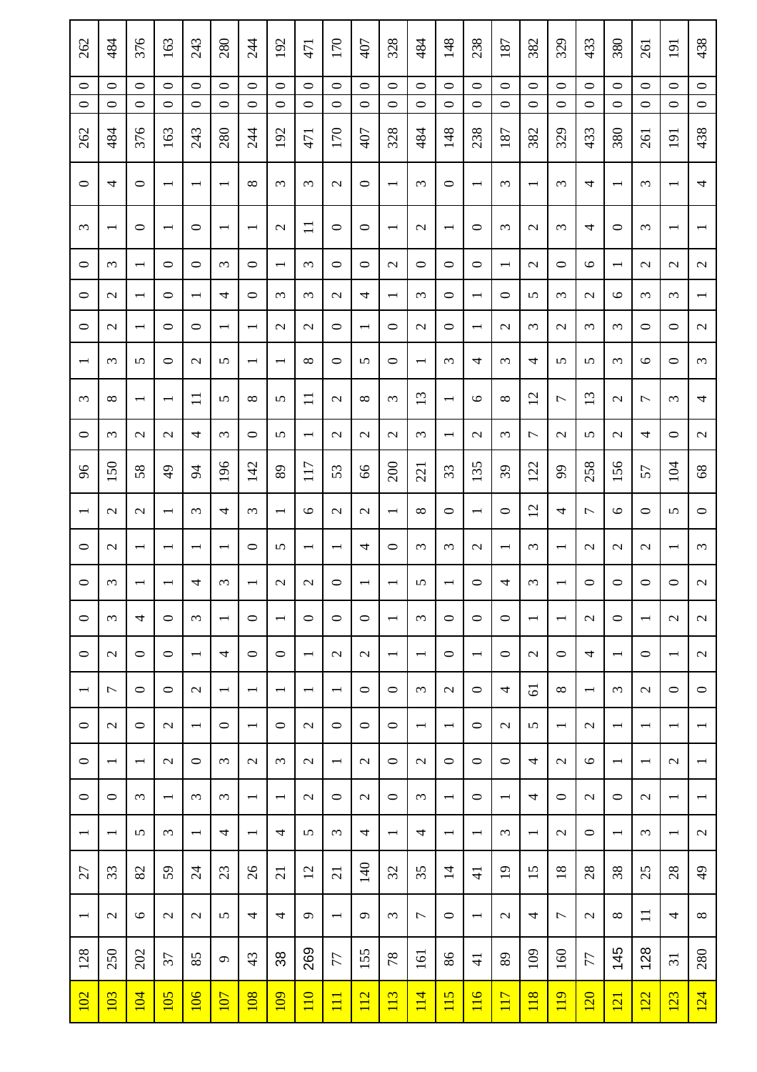| | | | | | | | | | | | | | | | | | | | | | | | | | | |
|---|---|---|---|---|---|---|---|---|---|---|---|---|---|---|---|---|---|---|---|---|---|---|---|---|---|---|
| 102 | 128 | 1 | 27 | 1 | 0 | 0 | 0 | 1 | 0 | 0 | 0 | 0 | 1 | 96 | 0 | 3 | 1 | 0 | 0 | 0 | 3 | 0 | 262 | 0 | 0 | 262 |
| 103 | 250 | 2 | 33 | 1 | 0 | 1 | 2 | 7 | 2 | 3 | 3 | 2 | 2 | 150 | 3 | 8 | 3 | 2 | 2 | 3 | 1 | 4 | 484 | 0 | 0 | 484 |
| 104 | 202 | 6 | 82 | 5 | 3 | 1 | 0 | 0 | 0 | 4 | 1 | 1 | 2 | 58 | 2 | 1 | 5 | 1 | 1 | 1 | 0 | 0 | 376 | 0 | 0 | 376 |
| 105 | 37 | 2 | 59 | 3 | 1 | 2 | 2 | 0 | 0 | 0 | 1 | 1 | 1 | 49 | 2 | 1 | 0 | 0 | 0 | 0 | 1 | 1 | 163 | 0 | 0 | 163 |
| 106 | 85 | 2 | 24 | 1 | 3 | 0 | 1 | 2 | 1 | 3 | 4 | 1 | 3 | 94 | 4 | 11 | 2 | 0 | 1 | 0 | 0 | 1 | 243 | 0 | 0 | 243 |
| 107 | 9 | 5 | 23 | 4 | 3 | 3 | 0 | 1 | 4 | 1 | 3 | 1 | 4 | 196 | 3 | 5 | 5 | 1 | 4 | 3 | 1 | 1 | 280 | 0 | 0 | 280 |
| 108 | 43 | 4 | 26 | 1 | 1 | 2 | 1 | 1 | 0 | 0 | 1 | 0 | 3 | 142 | 0 | 8 | 1 | 1 | 0 | 0 | 1 | 8 | 244 | 0 | 0 | 244 |
| 109 | 38 | 4 | 21 | 4 | 1 | 3 | 0 | 1 | 0 | 1 | 2 | 5 | 1 | 89 | 5 | 5 | 1 | 2 | 3 | 1 | 2 | 3 | 192 | 0 | 0 | 192 |
| 110 | 269 | 9 | 12 | 5 | 2 | 2 | 2 | 1 | 1 | 0 | 2 | 1 | 6 | 117 | 1 | 11 | 8 | 2 | 3 | 3 | 11 | 3 | 471 | 0 | 0 | 471 |
| 111 | 77 | 1 | 21 | 3 | 0 | 1 | 0 | 1 | 2 | 0 | 0 | 1 | 2 | 53 | 2 | 2 | 0 | 0 | 2 | 0 | 0 | 2 | 170 | 0 | 0 | 170 |
| 112 | 155 | 9 | 140 | 4 | 2 | 2 | 0 | 0 | 2 | 0 | 1 | 4 | 2 | 66 | 2 | 8 | 5 | 1 | 4 | 0 | 0 | 0 | 407 | 0 | 0 | 407 |
| 113 | 78 | 3 | 32 | 1 | 0 | 0 | 0 | 0 | 1 | 1 | 1 | 0 | 1 | 200 | 2 | 3 | 0 | 0 | 1 | 2 | 1 | 1 | 328 | 0 | 0 | 328 |
| 114 | 161 | 7 | 35 | 4 | 3 | 2 | 1 | 3 | 1 | 3 | 5 | 3 | 8 | 221 | 3 | 13 | 1 | 2 | 3 | 0 | 2 | 3 | 484 | 0 | 0 | 484 |
| 115 | 86 | 0 | 14 | 1 | 1 | 0 | 1 | 2 | 0 | 0 | 1 | 3 | 0 | 33 | 1 | 1 | 3 | 0 | 0 | 0 | 1 | 0 | 148 | 0 | 0 | 148 |
| 116 | 41 | 1 | 41 | 1 | 0 | 0 | 0 | 0 | 1 | 0 | 0 | 2 | 1 | 135 | 2 | 6 | 4 | 1 | 1 | 0 | 0 | 1 | 238 | 0 | 0 | 238 |
| 117 | 89 | 2 | 19 | 3 | 1 | 0 | 2 | 4 | 0 | 0 | 4 | 1 | 0 | 39 | 3 | 8 | 3 | 2 | 0 | 1 | 3 | 3 | 187 | 0 | 0 | 187 |
| 118 | 109 | 4 | 15 | 1 | 4 | 4 | 5 | 61 | 2 | 1 | 3 | 3 | 12 | 122 | 7 | 12 | 4 | 3 | 5 | 2 | 2 | 1 | 382 | 0 | 0 | 382 |
| 119 | 160 | 7 | 18 | 2 | 0 | 2 | 1 | 8 | 0 | 1 | 1 | 1 | 4 | 99 | 2 | 7 | 5 | 2 | 3 | 0 | 3 | 3 | 329 | 0 | 0 | 329 |
| 120 | 77 | 2 | 28 | 0 | 2 | 6 | 2 | 1 | 4 | 2 | 0 | 2 | 7 | 258 | 5 | 13 | 5 | 3 | 2 | 6 | 4 | 4 | 433 | 0 | 0 | 433 |
| 121 | 145 | 8 | 38 | 1 | 0 | 1 | 1 | 3 | 1 | 0 | 0 | 2 | 6 | 156 | 2 | 2 | 3 | 3 | 6 | 1 | 0 | 1 | 380 | 0 | 0 | 380 |
| 122 | 128 | 11 | 25 | 3 | 2 | 1 | 1 | 2 | 0 | 1 | 0 | 2 | 0 | 57 | 4 | 7 | 6 | 0 | 3 | 2 | 3 | 3 | 261 | 0 | 0 | 261 |
| 123 | 31 | 4 | 28 | 1 | 1 | 2 | 1 | 0 | 1 | 2 | 0 | 1 | 5 | 104 | 0 | 3 | 0 | 0 | 3 | 2 | 1 | 1 | 191 | 0 | 0 | 191 |
| 124 | 280 | 8 | 49 | 2 | 1 | 1 | 1 | 0 | 2 | 2 | 2 | 3 | 0 | 68 | 2 | 4 | 3 | 2 | 1 | 2 | 1 | 4 | 438 | 0 | 0 | 438 |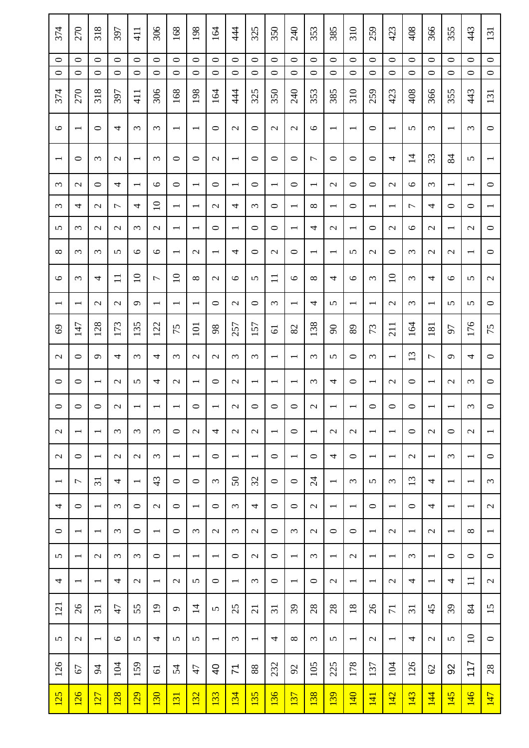| | | | | | | | | | | | | | | | | | | | | | | | | | | |
|---|---|---|---|---|---|---|---|---|---|---|---|---|---|---|---|---|---|---|---|---|---|---|---|---|---|---|
| 125 | 126 | 5 | 121 | 4 | 5 | 0 | 4 | 1 | 2 | 2 | 0 | 0 | 2 | 69 | 1 | 6 | 8 | 5 | 3 | 3 | 1 | 6 | 374 | 0 | 0 | 374 |
| 126 | 67 | 2 | 26 | 1 | 1 | 1 | 0 | 7 | 0 | 1 | 0 | 0 | 0 | 147 | 1 | 3 | 3 | 3 | 4 | 2 | 0 | 1 | 270 | 0 | 0 | 270 |
| 127 | 94 | 1 | 31 | 1 | 2 | 1 | 1 | 31 | 1 | 1 | 0 | 1 | 9 | 128 | 2 | 4 | 3 | 2 | 2 | 0 | 3 | 0 | 318 | 0 | 0 | 318 |
| 128 | 104 | 6 | 47 | 4 | 3 | 3 | 3 | 4 | 2 | 3 | 2 | 2 | 4 | 173 | 2 | 11 | 5 | 2 | 7 | 4 | 2 | 4 | 397 | 0 | 0 | 397 |
| 129 | 159 | 5 | 55 | 2 | 3 | 0 | 0 | 1 | 2 | 3 | 1 | 5 | 3 | 135 | 9 | 10 | 6 | 3 | 4 | 1 | 1 | 3 | 411 | 0 | 0 | 411 |
| 130 | 61 | 4 | 19 | 1 | 0 | 1 | 2 | 43 | 3 | 3 | 1 | 4 | 4 | 122 | 1 | 7 | 6 | 2 | 10 | 6 | 3 | 3 | 306 | 0 | 0 | 306 |
| 131 | 54 | 5 | 9 | 2 | 1 | 0 | 0 | 0 | 1 | 0 | 1 | 2 | 3 | 75 | 1 | 10 | 1 | 1 | 1 | 0 | 0 | 1 | 168 | 0 | 0 | 168 |
| 132 | 47 | 5 | 14 | 5 | 1 | 3 | 1 | 0 | 1 | 2 | 0 | 1 | 2 | 101 | 1 | 8 | 2 | 1 | 1 | 1 | 0 | 1 | 198 | 0 | 0 | 198 |
| 133 | 40 | 1 | 5 | 0 | 1 | 2 | 0 | 3 | 0 | 4 | 1 | 0 | 2 | 98 | 0 | 2 | 1 | 0 | 2 | 0 | 2 | 0 | 164 | 0 | 0 | 164 |
| 134 | 71 | 3 | 25 | 1 | 0 | 3 | 3 | 50 | 1 | 2 | 2 | 2 | 3 | 257 | 2 | 6 | 4 | 1 | 4 | 1 | 1 | 2 | 444 | 0 | 0 | 444 |
| 135 | 88 | 1 | 21 | 3 | 2 | 2 | 4 | 32 | 1 | 2 | 0 | 1 | 3 | 157 | 0 | 5 | 0 | 0 | 3 | 0 | 0 | 0 | 325 | 0 | 0 | 325 |
| 136 | 232 | 4 | 31 | 0 | 0 | 0 | 0 | 0 | 0 | 1 | 0 | 1 | 1 | 61 | 3 | 11 | 2 | 0 | 0 | 1 | 0 | 2 | 350 | 0 | 0 | 350 |
| 137 | 92 | 8 | 39 | 1 | 1 | 3 | 0 | 0 | 1 | 0 | 0 | 1 | 1 | 82 | 1 | 6 | 0 | 1 | 1 | 0 | 0 | 2 | 240 | 0 | 0 | 240 |
| 138 | 105 | 3 | 28 | 0 | 3 | 2 | 2 | 24 | 0 | 1 | 2 | 3 | 3 | 138 | 4 | 8 | 1 | 4 | 8 | 1 | 7 | 6 | 353 | 0 | 0 | 353 |
| 139 | 225 | 5 | 28 | 2 | 1 | 0 | 1 | 1 | 4 | 2 | 1 | 4 | 5 | 90 | 5 | 4 | 1 | 2 | 1 | 2 | 0 | 1 | 385 | 0 | 0 | 385 |
| 140 | 178 | 1 | 18 | 1 | 2 | 0 | 1 | 3 | 0 | 2 | 1 | 0 | 0 | 89 | 1 | 6 | 5 | 1 | 0 | 0 | 0 | 1 | 310 | 0 | 0 | 310 |
| 141 | 137 | 2 | 26 | 1 | 1 | 1 | 0 | 5 | 1 | 1 | 0 | 1 | 3 | 73 | 1 | 3 | 2 | 0 | 1 | 0 | 0 | 0 | 259 | 0 | 0 | 259 |
| 142 | 104 | 1 | 71 | 2 | 1 | 2 | 1 | 3 | 1 | 1 | 0 | 2 | 1 | 211 | 2 | 10 | 0 | 2 | 1 | 2 | 4 | 1 | 423 | 0 | 0 | 423 |
| 143 | 126 | 4 | 31 | 4 | 3 | 1 | 0 | 13 | 2 | 0 | 0 | 0 | 13 | 164 | 3 | 3 | 3 | 6 | 7 | 6 | 14 | 5 | 408 | 0 | 0 | 408 |
| 144 | 62 | 2 | 45 | 1 | 1 | 2 | 4 | 4 | 1 | 2 | 1 | 1 | 7 | 181 | 1 | 4 | 2 | 2 | 4 | 3 | 33 | 3 | 366 | 0 | 0 | 366 |
| 145 | 92 | 5 | 39 | 4 | 0 | 1 | 1 | 1 | 3 | 0 | 1 | 2 | 9 | 97 | 5 | 6 | 2 | 1 | 0 | 1 | 84 | 1 | 355 | 0 | 0 | 355 |
| 146 | 117 | 10 | 84 | 11 | 0 | 8 | 1 | 1 | 1 | 2 | 3 | 3 | 4 | 176 | 5 | 5 | 1 | 2 | 0 | 1 | 5 | 3 | 443 | 0 | 0 | 443 |
| 147 | 28 | 0 | 15 | 2 | 0 | 1 | 2 | 3 | 0 | 1 | 0 | 0 | 0 | 75 | 0 | 2 | 0 | 0 | 1 | 0 | 1 | 0 | 131 | 0 | 0 | 131 |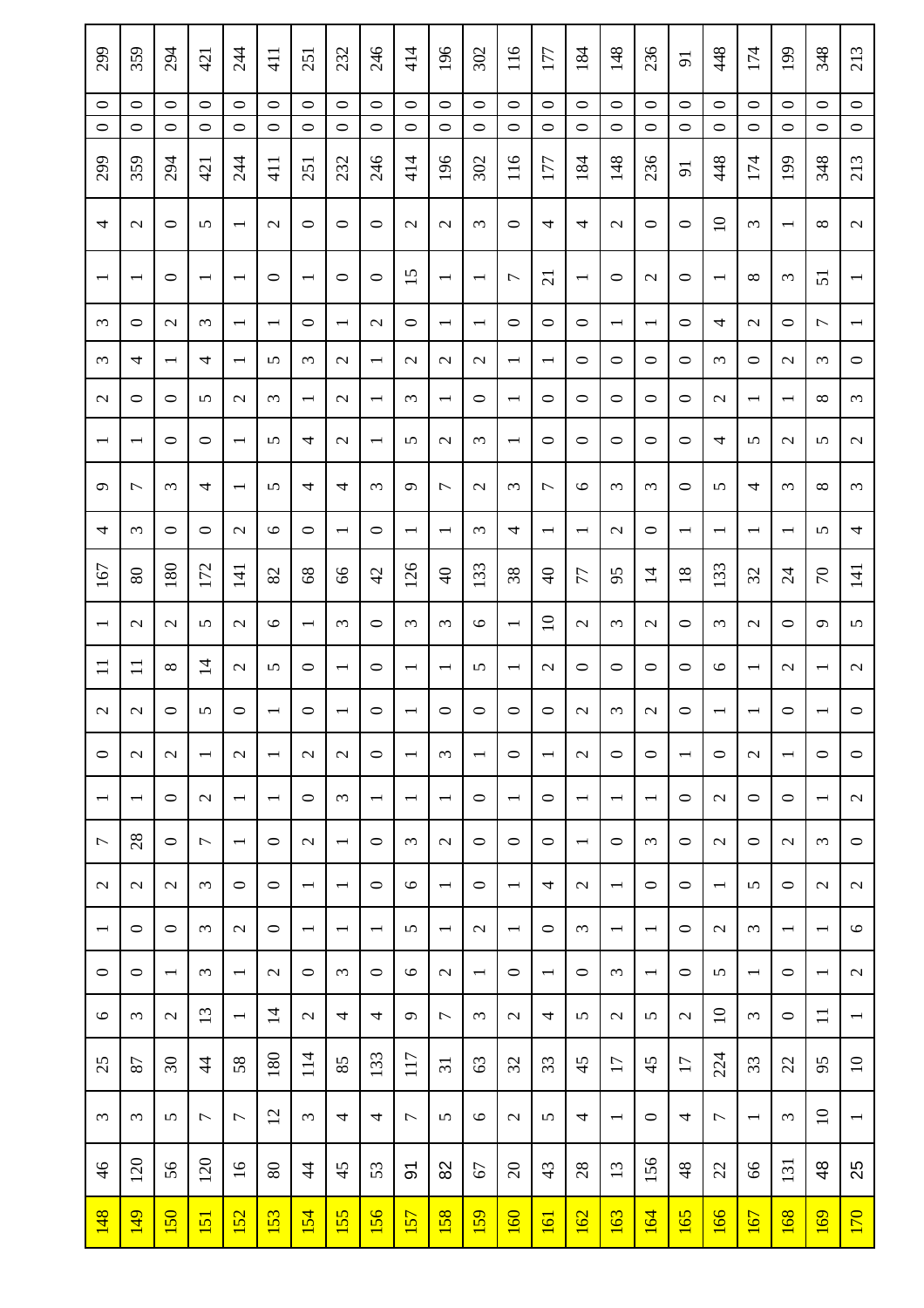| | | | | | | | | | | | | | | | | | | | | | | | | | | |
|---|---|---|---|---|---|---|---|---|---|---|---|---|---|---|---|---|---|---|---|---|---|---|---|---|---|---|
| 148 | 46 | 3 | 25 | 6 | 0 | 1 | 2 | 7 | 1 | 0 | 2 | 11 | 1 | 167 | 4 | 9 | 1 | 2 | 3 | 3 | 1 | 4 | 299 | 0 | 0 | 299 |
| 149 | 120 | 3 | 87 | 3 | 0 | 0 | 2 | 28 | 1 | 2 | 2 | 11 | 2 | 80 | 3 | 7 | 1 | 0 | 4 | 0 | 1 | 2 | 359 | 0 | 0 | 359 |
| 150 | 56 | 5 | 30 | 2 | 1 | 0 | 2 | 0 | 0 | 2 | 0 | 8 | 2 | 180 | 0 | 3 | 0 | 0 | 1 | 2 | 0 | 0 | 294 | 0 | 0 | 294 |
| 151 | 120 | 7 | 44 | 13 | 3 | 3 | 3 | 7 | 2 | 1 | 5 | 14 | 5 | 172 | 0 | 4 | 0 | 5 | 4 | 3 | 1 | 5 | 421 | 0 | 0 | 421 |
| 152 | 16 | 7 | 58 | 1 | 1 | 2 | 0 | 1 | 1 | 2 | 0 | 2 | 2 | 141 | 2 | 1 | 1 | 2 | 1 | 1 | 1 | 1 | 244 | 0 | 0 | 244 |
| 153 | 80 | 12 | 180 | 14 | 2 | 0 | 0 | 0 | 1 | 1 | 1 | 5 | 6 | 82 | 6 | 5 | 5 | 3 | 5 | 1 | 0 | 2 | 411 | 0 | 0 | 411 |
| 154 | 44 | 3 | 114 | 2 | 0 | 1 | 1 | 2 | 0 | 2 | 0 | 0 | 1 | 68 | 0 | 4 | 4 | 1 | 3 | 0 | 1 | 0 | 251 | 0 | 0 | 251 |
| 155 | 45 | 4 | 85 | 4 | 3 | 1 | 1 | 1 | 3 | 2 | 1 | 1 | 3 | 66 | 1 | 4 | 2 | 2 | 2 | 1 | 0 | 0 | 232 | 0 | 0 | 232 |
| 156 | 53 | 4 | 133 | 4 | 0 | 1 | 0 | 0 | 1 | 0 | 0 | 0 | 0 | 42 | 0 | 3 | 1 | 1 | 1 | 2 | 0 | 0 | 246 | 0 | 0 | 246 |
| 157 | 91 | 7 | 117 | 9 | 6 | 5 | 6 | 3 | 1 | 1 | 1 | 1 | 3 | 126 | 1 | 9 | 5 | 3 | 2 | 0 | 15 | 2 | 414 | 0 | 0 | 414 |
| 158 | 82 | 5 | 31 | 7 | 2 | 1 | 1 | 2 | 1 | 3 | 0 | 1 | 3 | 40 | 1 | 7 | 2 | 1 | 2 | 1 | 1 | 2 | 196 | 0 | 0 | 196 |
| 159 | 67 | 6 | 63 | 3 | 1 | 2 | 0 | 0 | 0 | 1 | 0 | 5 | 6 | 133 | 3 | 2 | 3 | 0 | 2 | 1 | 1 | 3 | 302 | 0 | 0 | 302 |
| 160 | 20 | 2 | 32 | 2 | 0 | 1 | 1 | 0 | 1 | 0 | 0 | 1 | 1 | 38 | 4 | 3 | 1 | 1 | 1 | 0 | 7 | 0 | 116 | 0 | 0 | 116 |
| 161 | 43 | 5 | 33 | 4 | 1 | 0 | 4 | 0 | 0 | 1 | 0 | 2 | 10 | 40 | 1 | 7 | 0 | 0 | 1 | 0 | 21 | 4 | 177 | 0 | 0 | 177 |
| 162 | 28 | 4 | 45 | 5 | 0 | 3 | 2 | 1 | 1 | 2 | 2 | 0 | 2 | 77 | 1 | 6 | 0 | 0 | 0 | 0 | 1 | 4 | 184 | 0 | 0 | 184 |
| 163 | 13 | 1 | 17 | 2 | 3 | 1 | 1 | 0 | 1 | 0 | 3 | 0 | 3 | 95 | 2 | 3 | 0 | 0 | 0 | 1 | 0 | 2 | 148 | 0 | 0 | 148 |
| 164 | 156 | 0 | 45 | 5 | 1 | 1 | 0 | 3 | 1 | 0 | 2 | 0 | 2 | 14 | 0 | 3 | 0 | 0 | 0 | 1 | 2 | 0 | 236 | 0 | 0 | 236 |
| 165 | 48 | 4 | 17 | 2 | 0 | 0 | 0 | 0 | 0 | 1 | 0 | 0 | 0 | 18 | 1 | 0 | 0 | 0 | 0 | 0 | 0 | 0 | 91 | 0 | 0 | 91 |
| 166 | 22 | 7 | 224 | 10 | 5 | 2 | 1 | 2 | 2 | 0 | 1 | 6 | 3 | 133 | 1 | 5 | 4 | 2 | 3 | 4 | 1 | 10 | 448 | 0 | 0 | 448 |
| 167 | 66 | 1 | 33 | 3 | 1 | 3 | 5 | 0 | 0 | 2 | 1 | 1 | 2 | 32 | 1 | 4 | 5 | 1 | 0 | 2 | 8 | 3 | 174 | 0 | 0 | 174 |
| 168 | 131 | 3 | 22 | 0 | 0 | 1 | 0 | 2 | 0 | 1 | 0 | 2 | 0 | 24 | 1 | 3 | 2 | 1 | 2 | 0 | 3 | 1 | 199 | 0 | 0 | 199 |
| 169 | 48 | 10 | 95 | 11 | 1 | 1 | 2 | 3 | 1 | 0 | 1 | 1 | 9 | 70 | 5 | 8 | 5 | 8 | 3 | 7 | 51 | 8 | 348 | 0 | 0 | 348 |
| 170 | 25 | 1 | 10 | 1 | 2 | 6 | 2 | 0 | 2 | 0 | 0 | 2 | 5 | 141 | 4 | 3 | 2 | 3 | 0 | 1 | 1 | 2 | 213 | 0 | 0 | 213 |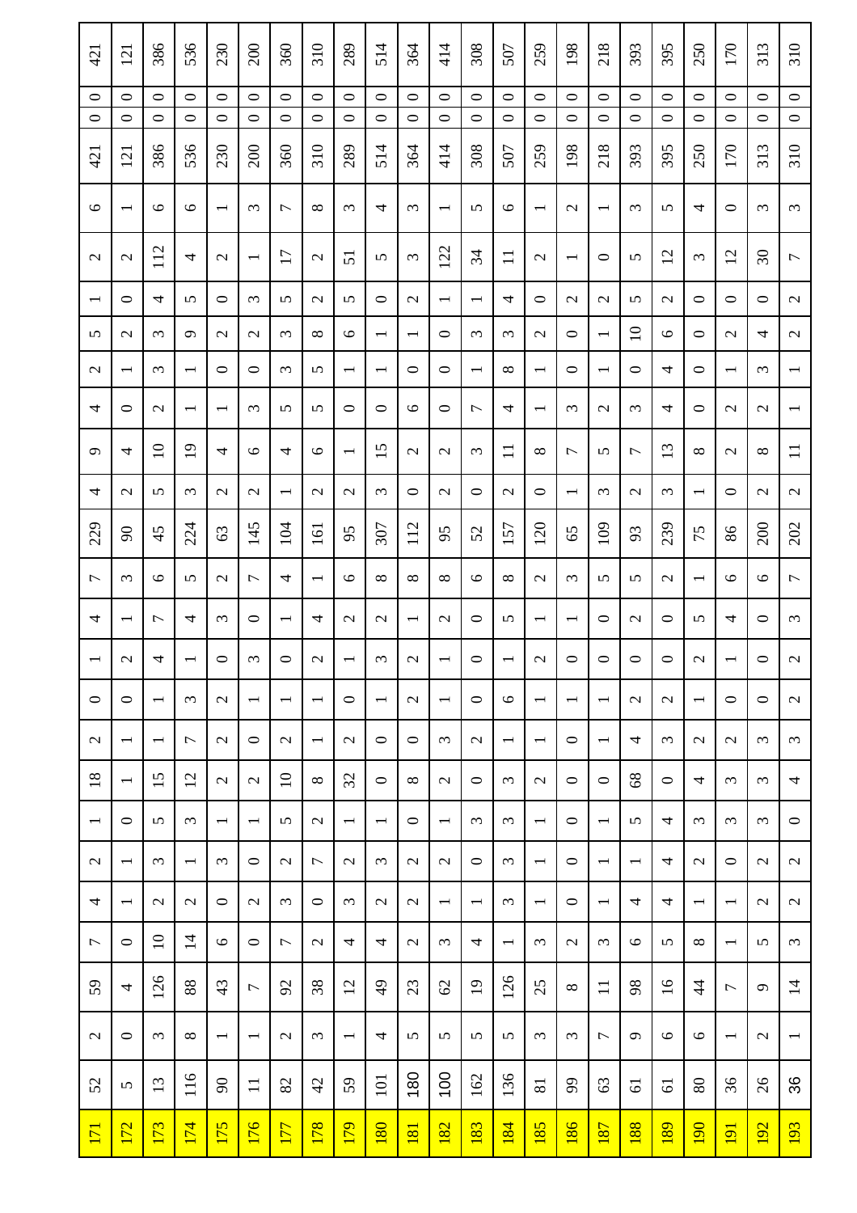| | | | | | | | | | | | | | | | | | | | | | | | | | | |
|---|---|---|---|---|---|---|---|---|---|---|---|---|---|---|---|---|---|---|---|---|---|---|---|---|---|---|
| 171 | 52 | 2 | 59 | 7 | 4 | 2 | 1 | 18 | 2 | 0 | 1 | 4 | 7 | 229 | 4 | 9 | 4 | 2 | 5 | 1 | 2 | 6 | 421 | 0 | 0 | 421 |
| 172 | 5 | 0 | 4 | 0 | 1 | 1 | 0 | 1 | 1 | 0 | 2 | 1 | 3 | 90 | 2 | 4 | 0 | 1 | 2 | 0 | 2 | 1 | 121 | 0 | 0 | 121 |
| 173 | 13 | 3 | 126 | 10 | 2 | 3 | 5 | 15 | 1 | 1 | 4 | 7 | 6 | 45 | 5 | 10 | 2 | 3 | 3 | 4 | 112 | 6 | 386 | 0 | 0 | 386 |
| 174 | 116 | 8 | 88 | 14 | 2 | 1 | 3 | 12 | 7 | 3 | 1 | 4 | 5 | 224 | 3 | 19 | 1 | 1 | 9 | 5 | 4 | 6 | 536 | 0 | 0 | 536 |
| 175 | 90 | 1 | 43 | 6 | 0 | 3 | 1 | 2 | 2 | 2 | 0 | 3 | 2 | 63 | 2 | 4 | 1 | 0 | 2 | 0 | 2 | 1 | 230 | 0 | 0 | 230 |
| 176 | 11 | 1 | 7 | 0 | 2 | 0 | 1 | 2 | 0 | 1 | 3 | 0 | 7 | 145 | 2 | 6 | 3 | 0 | 2 | 3 | 1 | 3 | 200 | 0 | 0 | 200 |
| 177 | 82 | 2 | 92 | 7 | 3 | 2 | 5 | 10 | 2 | 1 | 0 | 1 | 4 | 104 | 1 | 4 | 5 | 3 | 3 | 5 | 17 | 7 | 360 | 0 | 0 | 360 |
| 178 | 42 | 3 | 38 | 2 | 0 | 7 | 2 | 8 | 1 | 1 | 2 | 4 | 1 | 161 | 2 | 6 | 5 | 5 | 8 | 2 | 2 | 8 | 310 | 0 | 0 | 310 |
| 179 | 59 | 1 | 12 | 4 | 3 | 2 | 1 | 32 | 2 | 0 | 1 | 2 | 6 | 95 | 2 | 1 | 0 | 1 | 6 | 5 | 51 | 3 | 289 | 0 | 0 | 289 |
| 180 | 101 | 4 | 49 | 4 | 2 | 3 | 1 | 0 | 0 | 1 | 3 | 2 | 8 | 307 | 3 | 15 | 0 | 1 | 1 | 0 | 5 | 4 | 514 | 0 | 0 | 514 |
| 181 | 180 | 5 | 23 | 2 | 2 | 2 | 0 | 8 | 0 | 2 | 2 | 1 | 8 | 112 | 0 | 2 | 6 | 0 | 1 | 2 | 3 | 3 | 364 | 0 | 0 | 364 |
| 182 | 100 | 5 | 62 | 3 | 1 | 2 | 1 | 2 | 3 | 1 | 1 | 2 | 8 | 95 | 2 | 2 | 0 | 0 | 0 | 1 | 122 | 1 | 414 | 0 | 0 | 414 |
| 183 | 162 | 5 | 19 | 4 | 1 | 0 | 3 | 0 | 2 | 0 | 0 | 0 | 6 | 52 | 0 | 3 | 7 | 1 | 3 | 1 | 34 | 5 | 308 | 0 | 0 | 308 |
| 184 | 136 | 5 | 126 | 1 | 3 | 3 | 3 | 3 | 1 | 6 | 1 | 5 | 8 | 157 | 2 | 11 | 4 | 8 | 3 | 4 | 11 | 6 | 507 | 0 | 0 | 507 |
| 185 | 81 | 3 | 25 | 3 | 1 | 1 | 1 | 2 | 1 | 1 | 2 | 1 | 2 | 120 | 0 | 8 | 1 | 1 | 2 | 0 | 2 | 1 | 259 | 0 | 0 | 259 |
| 186 | 99 | 3 | 8 | 2 | 0 | 0 | 0 | 0 | 0 | 1 | 0 | 1 | 3 | 65 | 1 | 7 | 3 | 0 | 0 | 2 | 1 | 2 | 198 | 0 | 0 | 198 |
| 187 | 63 | 7 | 11 | 3 | 1 | 1 | 1 | 0 | 1 | 1 | 0 | 0 | 5 | 109 | 3 | 5 | 2 | 1 | 1 | 2 | 0 | 1 | 218 | 0 | 0 | 218 |
| 188 | 61 | 9 | 98 | 6 | 4 | 1 | 5 | 68 | 4 | 2 | 0 | 2 | 5 | 93 | 2 | 7 | 3 | 0 | 10 | 5 | 5 | 3 | 393 | 0 | 0 | 393 |
| 189 | 61 | 6 | 16 | 5 | 4 | 4 | 4 | 0 | 3 | 2 | 0 | 0 | 2 | 239 | 3 | 13 | 4 | 4 | 6 | 2 | 12 | 5 | 395 | 0 | 0 | 395 |
| 190 | 80 | 6 | 44 | 8 | 1 | 2 | 3 | 4 | 2 | 1 | 2 | 5 | 1 | 75 | 1 | 8 | 0 | 0 | 0 | 0 | 3 | 4 | 250 | 0 | 0 | 250 |
| 191 | 36 | 1 | 7 | 1 | 1 | 0 | 3 | 3 | 2 | 0 | 1 | 4 | 6 | 86 | 0 | 2 | 2 | 1 | 2 | 0 | 12 | 0 | 170 | 0 | 0 | 170 |
| 192 | 26 | 2 | 9 | 5 | 2 | 2 | 3 | 3 | 3 | 0 | 0 | 0 | 6 | 200 | 2 | 8 | 2 | 3 | 4 | 0 | 30 | 3 | 313 | 0 | 0 | 313 |
| 193 | 36 | 1 | 14 | 3 | 2 | 2 | 0 | 4 | 3 | 2 | 2 | 3 | 7 | 202 | 2 | 11 | 1 | 1 | 2 | 2 | 7 | 3 | 310 | 0 | 0 | 310 |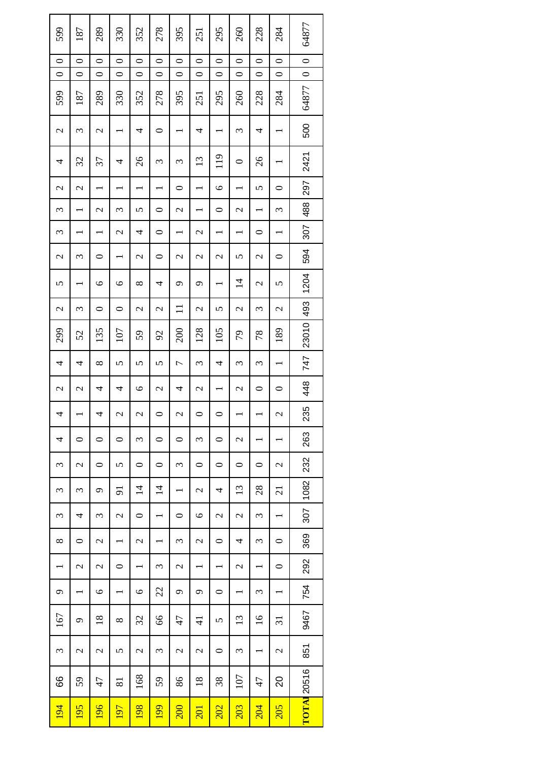| | | | | | | | | | | | | | | | | | | | | | | | | | | |
|---|---|---|---|---|---|---|---|---|---|---|---|---|---|---|---|---|---|---|---|---|---|---|---|---|---|---|
| 194 | 66 | 3 | 167 | 9 | 1 | 8 | 3 | 3 | 3 | 4 | 4 | 2 | 4 | 299 | 2 | 5 | 2 | 3 | 3 | 2 | 4 | 2 | 599 | 0 | 0 | 599 |
| 195 | 59 | 2 | 9 | 1 | 2 | 0 | 4 | 3 | 2 | 0 | 1 | 2 | 4 | 52 | 3 | 1 | 3 | 1 | 1 | 2 | 32 | 3 | 187 | 0 | 0 | 187 |
| 196 | 47 | 2 | 18 | 6 | 2 | 2 | 3 | 9 | 0 | 0 | 4 | 4 | 8 | 135 | 0 | 6 | 0 | 1 | 2 | 1 | 37 | 2 | 289 | 0 | 0 | 289 |
| 197 | 81 | 5 | 8 | 1 | 0 | 1 | 2 | 91 | 5 | 0 | 2 | 4 | 5 | 107 | 0 | 6 | 1 | 2 | 3 | 1 | 4 | 1 | 330 | 0 | 0 | 330 |
| 198 | 168 | 2 | 32 | 6 | 1 | 2 | 0 | 14 | 0 | 3 | 2 | 6 | 5 | 59 | 2 | 8 | 2 | 4 | 5 | 1 | 26 | 4 | 352 | 0 | 0 | 352 |
| 199 | 59 | 3 | 66 | 22 | 3 | 1 | 1 | 14 | 0 | 0 | 0 | 2 | 5 | 92 | 2 | 4 | 0 | 0 | 0 | 1 | 3 | 0 | 278 | 0 | 0 | 278 |
| 200 | 86 | 2 | 47 | 9 | 2 | 3 | 0 | 1 | 3 | 0 | 2 | 4 | 7 | 200 | 11 | 9 | 2 | 1 | 2 | 0 | 3 | 1 | 395 | 0 | 0 | 395 |
| 201 | 18 | 2 | 41 | 9 | 1 | 2 | 6 | 2 | 0 | 3 | 0 | 2 | 3 | 128 | 2 | 9 | 2 | 2 | 1 | 1 | 13 | 4 | 251 | 0 | 0 | 251 |
| 202 | 38 | 0 | 5 | 0 | 1 | 0 | 2 | 4 | 0 | 0 | 0 | 1 | 4 | 105 | 5 | 1 | 2 | 1 | 0 | 6 | 119 | 1 | 295 | 0 | 0 | 295 |
| 203 | 107 | 3 | 13 | 1 | 2 | 4 | 2 | 13 | 0 | 2 | 1 | 2 | 3 | 79 | 2 | 14 | 5 | 1 | 2 | 1 | 0 | 3 | 260 | 0 | 0 | 260 |
| 204 | 47 | 1 | 16 | 3 | 1 | 3 | 3 | 28 | 0 | 1 | 1 | 0 | 3 | 78 | 3 | 2 | 2 | 0 | 1 | 5 | 26 | 4 | 228 | 0 | 0 | 228 |
| 205 | 20 | 2 | 31 | 1 | 0 | 0 | 1 | 21 | 2 | 1 | 2 | 0 | 1 | 189 | 2 | 5 | 0 | 1 | 3 | 0 | 1 | 1 | 284 | 0 | 0 | 284 |
| TOTAL | 20516 | 851 | 9467 | 754 | 292 | 369 | 307 | 1082 | 232 | 263 | 235 | 448 | 747 | 23010 | 493 | 1204 | 594 | 307 | 488 | 297 | 2421 | 500 | 64877 | 0 | 0 | 64877 |